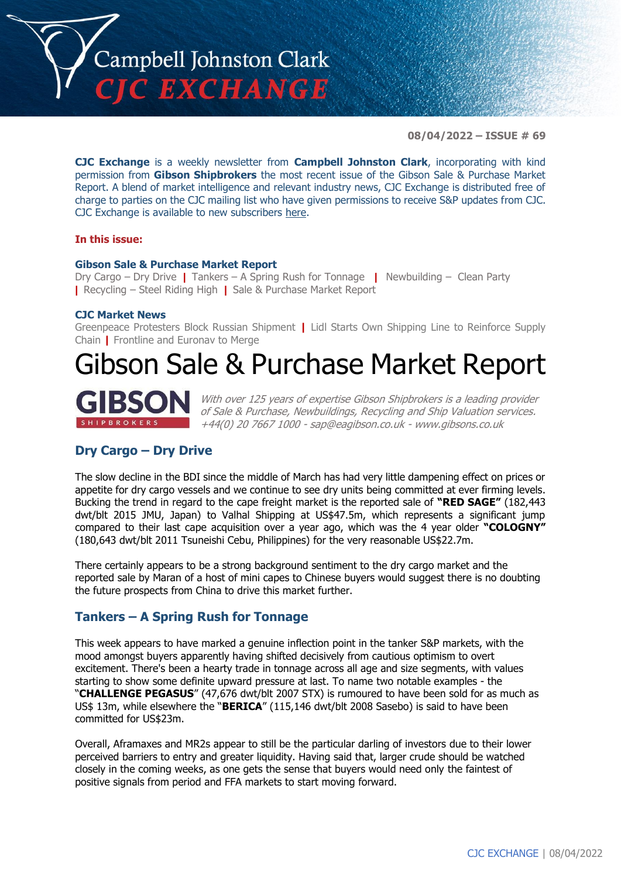# Campbell Johnston Clark CJC EXCHANGE

**08/04/2022 – ISSUE # 69**

**CJC Exchange** is a weekly newsletter from **Campbell Johnston Clark**, incorporating with kind permission from **Gibson Shipbrokers** the most recent issue of the Gibson Sale & Purchase Market Report. A blend of market intelligence and relevant industry news, CJC Exchange is distributed free of charge to parties on the CJC mailing list who have given permissions to receive S&P updates from CJC. CJC Exchange is available to new subscribers here.

**In this issue:**

**Gibson Sale & Purchase Market Report**
Dry Cargo – Dry Drive | Tankers – A Spring Rush for Tonnage | Newbuilding – Clean Party | Recycling – Steel Riding High | Sale & Purchase Market Report

**CJC Market News**
Greenpeace Protesters Block Russian Shipment | Lidl Starts Own Shipping Line to Reinforce Supply Chain | Frontline and Euronav to Merge

# Gibson Sale & Purchase Market Report

GIBSON SHIPBROKERS

*With over 125 years of expertise Gibson Shipbrokers is a leading provider of Sale & Purchase, Newbuildings, Recycling and Ship Valuation services. +44(0) 20 7667 1000 - sap@eagibson.co.uk - www.gibsons.co.uk*

## Dry Cargo – Dry Drive

The slow decline in the BDI since the middle of March has had very little dampening effect on prices or appetite for dry cargo vessels and we continue to see dry units being committed at ever firming levels. Bucking the trend in regard to the cape freight market is the reported sale of **"RED SAGE"** (182,443 dwt/blt 2015 JMU, Japan) to Valhal Shipping at US$47.5m, which represents a significant jump compared to their last cape acquisition over a year ago, which was the 4 year older **"COLOGNY"** (180,643 dwt/blt 2011 Tsuneishi Cebu, Philippines) for the very reasonable US$22.7m.

There certainly appears to be a strong background sentiment to the dry cargo market and the reported sale by Maran of a host of mini capes to Chinese buyers would suggest there is no doubting the future prospects from China to drive this market further.

## Tankers – A Spring Rush for Tonnage

This week appears to have marked a genuine inflection point in the tanker S&P markets, with the mood amongst buyers apparently having shifted decisively from cautious optimism to overt excitement. There's been a hearty trade in tonnage across all age and size segments, with values starting to show some definite upward pressure at last. To name two notable examples - the "**CHALLENGE PEGASUS**" (47,676 dwt/blt 2007 STX) is rumoured to have been sold for as much as US$ 13m, while elsewhere the "**BERICA**" (115,146 dwt/blt 2008 Sasebo) is said to have been committed for US$23m.

Overall, Aframaxes and MR2s appear to still be the particular darling of investors due to their lower perceived barriers to entry and greater liquidity. Having said that, larger crude should be watched closely in the coming weeks, as one gets the sense that buyers would need only the faintest of positive signals from period and FFA markets to start moving forward.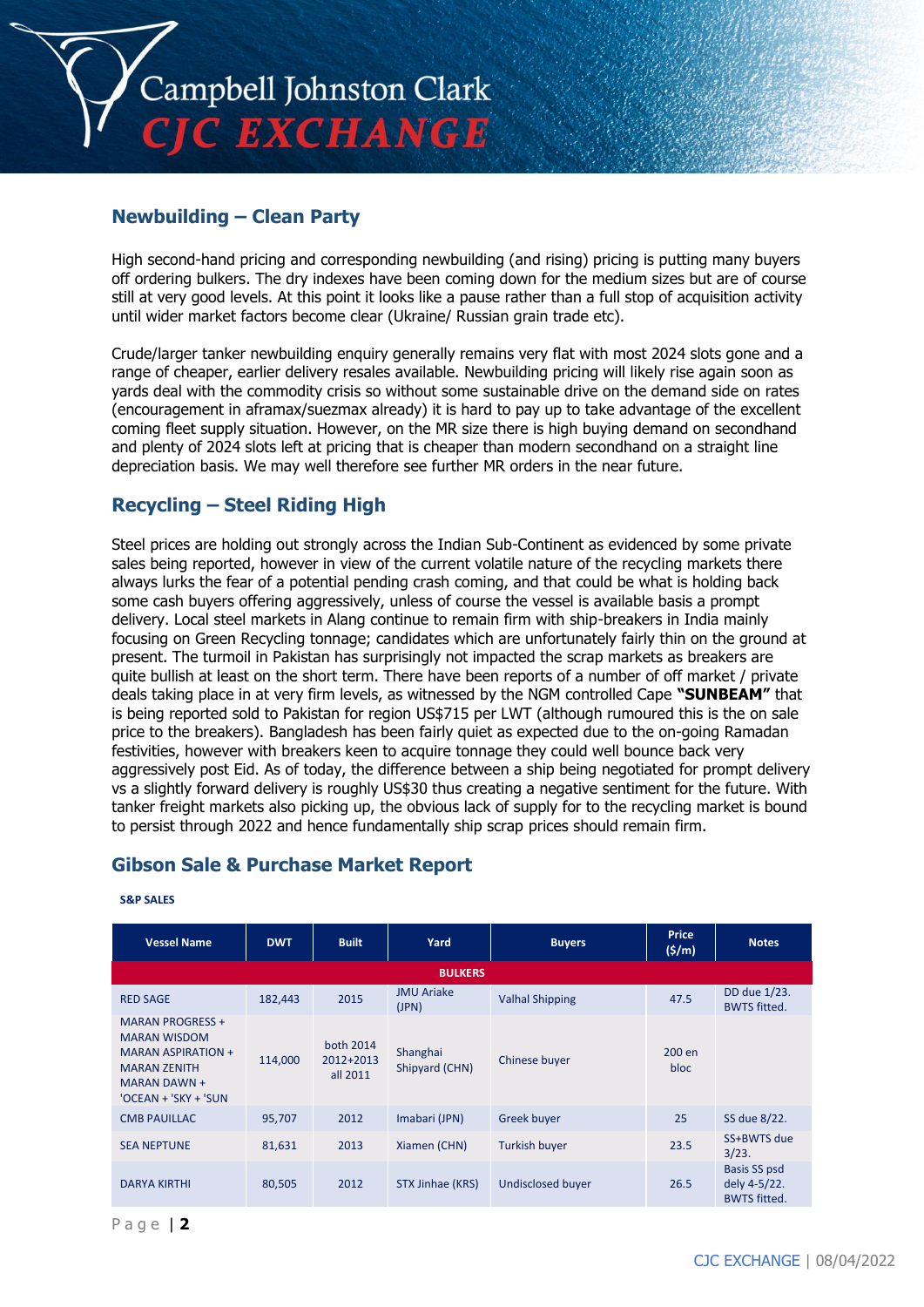## Newbuilding – Clean Party

High second-hand pricing and corresponding newbuilding (and rising) pricing is putting many buyers off ordering bulkers. The dry indexes have been coming down for the medium sizes but are of course still at very good levels. At this point it looks like a pause rather than a full stop of acquisition activity until wider market factors become clear (Ukraine/ Russian grain trade etc).

Crude/larger tanker newbuilding enquiry generally remains very flat with most 2024 slots gone and a range of cheaper, earlier delivery resales available. Newbuilding pricing will likely rise again soon as yards deal with the commodity crisis so without some sustainable drive on the demand side on rates (encouragement in aframax/suezmax already) it is hard to pay up to take advantage of the excellent coming fleet supply situation. However, on the MR size there is high buying demand on secondhand and plenty of 2024 slots left at pricing that is cheaper than modern secondhand on a straight line depreciation basis. We may well therefore see further MR orders in the near future.

## Recycling – Steel Riding High

Steel prices are holding out strongly across the Indian Sub-Continent as evidenced by some private sales being reported, however in view of the current volatile nature of the recycling markets there always lurks the fear of a potential pending crash coming, and that could be what is holding back some cash buyers offering aggressively, unless of course the vessel is available basis a prompt delivery. Local steel markets in Alang continue to remain firm with ship-breakers in India mainly focusing on Green Recycling tonnage; candidates which are unfortunately fairly thin on the ground at present. The turmoil in Pakistan has surprisingly not impacted the scrap markets as breakers are quite bullish at least on the short term. There have been reports of a number of off market / private deals taking place in at very firm levels, as witnessed by the NGM controlled Cape **"SUNBEAM"** that is being reported sold to Pakistan for region US$715 per LWT (although rumoured this is the on sale price to the breakers). Bangladesh has been fairly quiet as expected due to the on-going Ramadan festivities, however with breakers keen to acquire tonnage they could well bounce back very aggressively post Eid. As of today, the difference between a ship being negotiated for prompt delivery vs a slightly forward delivery is roughly US$30 thus creating a negative sentiment for the future. With tanker freight markets also picking up, the obvious lack of supply for to the recycling market is bound to persist through 2022 and hence fundamentally ship scrap prices should remain firm.

## Gibson Sale & Purchase Market Report

**S&P SALES**

| Vessel Name | DWT | Built | Yard | Buyers | Price ($/m) | Notes |
|---|---|---|---|---|---|---|
| **BULKERS** | | | | | | |
| RED SAGE | 182,443 | 2015 | JMU Ariake (JPN) | Valhal Shipping | 47.5 | DD due 1/23. BWTS fitted. |
| MARAN PROGRESS + MARAN WISDOM MARAN ASPIRATION + MARAN ZENITH MARAN DAWN + 'OCEAN + 'SKY + 'SUN | 114,000 | both 2014 2012+2013 all 2011 | Shanghai Shipyard (CHN) | Chinese buyer | 200 en bloc | |
| CMB PAUILLAC | 95,707 | 2012 | Imabari (JPN) | Greek buyer | 25 | SS due 8/22. |
| SEA NEPTUNE | 81,631 | 2013 | Xiamen (CHN) | Turkish buyer | 23.5 | SS+BWTS due 3/23. |
| DARYA KIRTHI | 80,505 | 2012 | STX Jinhae (KRS) | Undisclosed buyer | 26.5 | Basis SS psd dely 4-5/22. BWTS fitted. |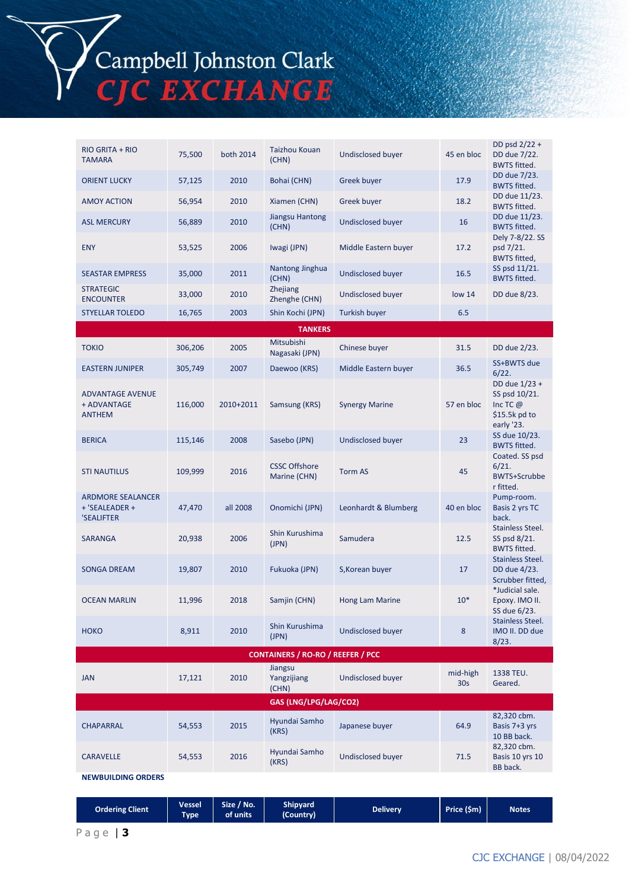| | | | | | | |
|---|---|---|---|---|---|---|
| RIO GRITA + RIO TAMARA | 75,500 | both 2014 | Taizhou Kouan (CHN) | Undisclosed buyer | 45 en bloc | DD psd 2/22 + DD due 7/22. BWTS fitted. |
| ORIENT LUCKY | 57,125 | 2010 | Bohai (CHN) | Greek buyer | 17.9 | DD due 7/23. BWTS fitted. |
| AMOY ACTION | 56,954 | 2010 | Xiamen (CHN) | Greek buyer | 18.2 | DD due 11/23. BWTS fitted. |
| ASL MERCURY | 56,889 | 2010 | Jiangsu Hantong (CHN) | Undisclosed buyer | 16 | DD due 11/23. BWTS fitted. |
| ENY | 53,525 | 2006 | Iwagi (JPN) | Middle Eastern buyer | 17.2 | Dely 7-8/22. SS psd 7/21. BWTS fitted, |
| SEASTAR EMPRESS | 35,000 | 2011 | Nantong Jinghua (CHN) | Undisclosed buyer | 16.5 | SS psd 11/21. BWTS fitted. |
| STRATEGIC ENCOUNTER | 33,000 | 2010 | Zhejiang Zhenghe (CHN) | Undisclosed buyer | low 14 | DD due 8/23. |
| STYELLAR TOLEDO | 16,765 | 2003 | Shin Kochi (JPN) | Turkish buyer | 6.5 | |
| **TANKERS** | | | | | | |
| TOKIO | 306,206 | 2005 | Mitsubishi Nagasaki (JPN) | Chinese buyer | 31.5 | DD due 2/23. |
| EASTERN JUNIPER | 305,749 | 2007 | Daewoo (KRS) | Middle Eastern buyer | 36.5 | SS+BWTS due 6/22. |
| ADVANTAGE AVENUE + ADVANTAGE ANTHEM | 116,000 | 2010+2011 | Samsung (KRS) | Synergy Marine | 57 en bloc | DD due 1/23 + SS psd 10/21. Inc TC @ $15.5k pd to early '23. |
| BERICA | 115,146 | 2008 | Sasebo (JPN) | Undisclosed buyer | 23 | SS due 10/23. BWTS fitted. |
| STI NAUTILUS | 109,999 | 2016 | CSSC Offshore Marine (CHN) | Torm AS | 45 | Coated. SS psd 6/21. BWTS+Scrubber fitted. |
| ARDMORE SEALANCER + 'SEALEADER + 'SEALIFTER | 47,470 | all 2008 | Onomichi (JPN) | Leonhardt & Blumberg | 40 en bloc | Pump-room. Basis 2 yrs TC back. |
| SARANGA | 20,938 | 2006 | Shin Kurushima (JPN) | Samudera | 12.5 | Stainless Steel. SS psd 8/21. BWTS fitted. |
| SONGA DREAM | 19,807 | 2010 | Fukuoka (JPN) | S,Korean buyer | 17 | Stainless Steel. DD due 4/23. Scrubber fitted, |
| OCEAN MARLIN | 11,996 | 2018 | Samjin (CHN) | Hong Lam Marine | 10* | *Judicial sale. Epoxy. IMO II. SS due 6/23. |
| HOKO | 8,911 | 2010 | Shin Kurushima (JPN) | Undisclosed buyer | 8 | Stainless Steel. IMO II. DD due 8/23. |
| **CONTAINERS / RO-RO / REEFER / PCC** | | | | | | |
| JAN | 17,121 | 2010 | Jiangsu Yangzijiang (CHN) | Undisclosed buyer | mid-high 30s | 1338 TEU. Geared. |
| **GAS (LNG/LPG/LAG/CO2)** | | | | | | |
| CHAPARRAL | 54,553 | 2015 | Hyundai Samho (KRS) | Japanese buyer | 64.9 | 82,320 cbm. Basis 7+3 yrs 10 BB back. |
| CARAVELLE | 54,553 | 2016 | Hyundai Samho (KRS) | Undisclosed buyer | 71.5 | 82,320 cbm. Basis 10 yrs 10 BB back. |

**NEWBUILDING ORDERS**

| Ordering Client | Vessel Type | Size / No. of units | Shipyard (Country) | Delivery | Price ($m) | Notes |
|---|---|---|---|---|---|---|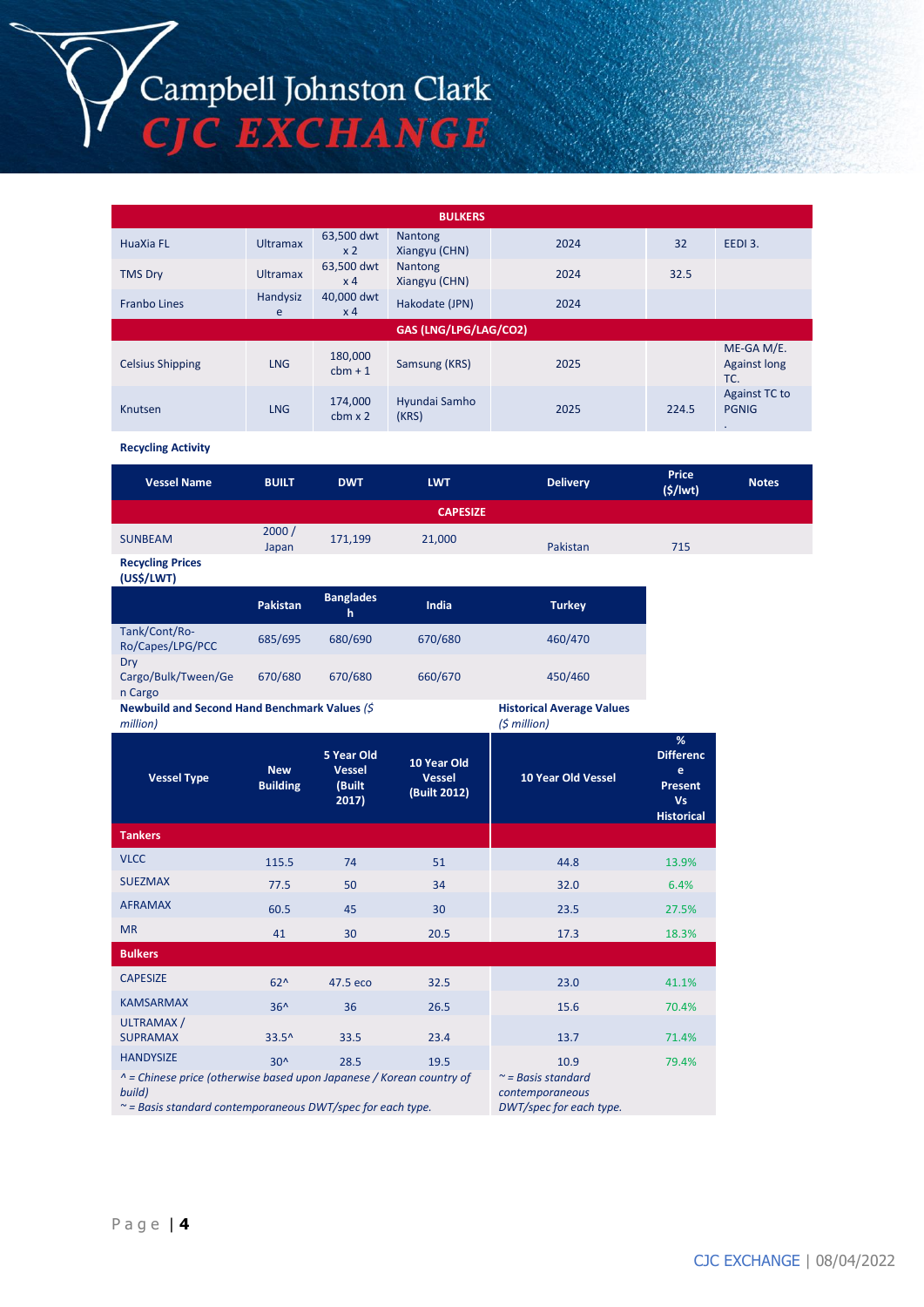# Campbell Johnston Clark
## CJC EXCHANGE

| | | | | | | |
|---|---|---|---|---|---|---|
| **BULKERS** | | | | | | |
| HuaXia FL | Ultramax | 63,500 dwt x 2 | Nantong Xiangyu (CHN) | 2024 | 32 | EEDI 3. |
| TMS Dry | Ultramax | 63,500 dwt x 4 | Nantong Xiangyu (CHN) | 2024 | 32.5 | |
| Franbo Lines | Handysize | 40,000 dwt x 4 | Hakodate (JPN) | 2024 | | |
| **GAS (LNG/LPG/LAG/CO2)** | | | | | | |
| Celsius Shipping | LNG | 180,000 cbm + 1 | Samsung (KRS) | 2025 | | ME-GA M/E. Against long TC. |
| Knutsen | LNG | 174,000 cbm x 2 | Hyundai Samho (KRS) | 2025 | 224.5 | Against TC to PGNIG. |

**Recycling Activity**

| Vessel Name | BUILT | DWT | LWT | Delivery | Price ($/lwt) | Notes |
|---|---|---|---|---|---|---|
| **CAPESIZE** | | | | | | |
| SUNBEAM | 2000 / Japan | 171,199 | 21,000 | Pakistan | 715 | |

**Recycling Prices (US$/LWT)**

| | Pakistan | Bangladesh | India | Turkey |
|---|---|---|---|---|
| Tank/Cont/Ro-Ro/Capes/LPG/PCC | 685/695 | 680/690 | 670/680 | 460/470 |
| Dry Cargo/Bulk/Tween/Gen Cargo | 670/680 | 670/680 | 660/670 | 450/460 |

**Newbuild and Second Hand Benchmark Values** *($ million)* / **Historical Average Values** *($ million)*

| Vessel Type | New Building | 5 Year Old Vessel (Built 2017) | 10 Year Old Vessel (Built 2012) | 10 Year Old Vessel | % Difference Present Vs Historical |
|---|---|---|---|---|---|
| **Tankers** | | | | | |
| VLCC | 115.5 | 74 | 51 | 44.8 | 13.9% |
| SUEZMAX | 77.5 | 50 | 34 | 32.0 | 6.4% |
| AFRAMAX | 60.5 | 45 | 30 | 23.5 | 27.5% |
| MR | 41 | 30 | 20.5 | 17.3 | 18.3% |
| **Bulkers** | | | | | |
| CAPESIZE | 62^ | 47.5 eco | 32.5 | 23.0 | 41.1% |
| KAMSARMAX | 36^ | 36 | 26.5 | 15.6 | 70.4% |
| ULTRAMAX / SUPRAMAX | 33.5^ | 33.5 | 23.4 | 13.7 | 71.4% |
| HANDYSIZE | 30^ | 28.5 | 19.5 | 10.9 | 79.4% |

*^ = Chinese price (otherwise based upon Japanese / Korean country of build)*
*~ = Basis standard contemporaneous DWT/spec for each type.*

*~ = Basis standard contemporaneous DWT/spec for each type.*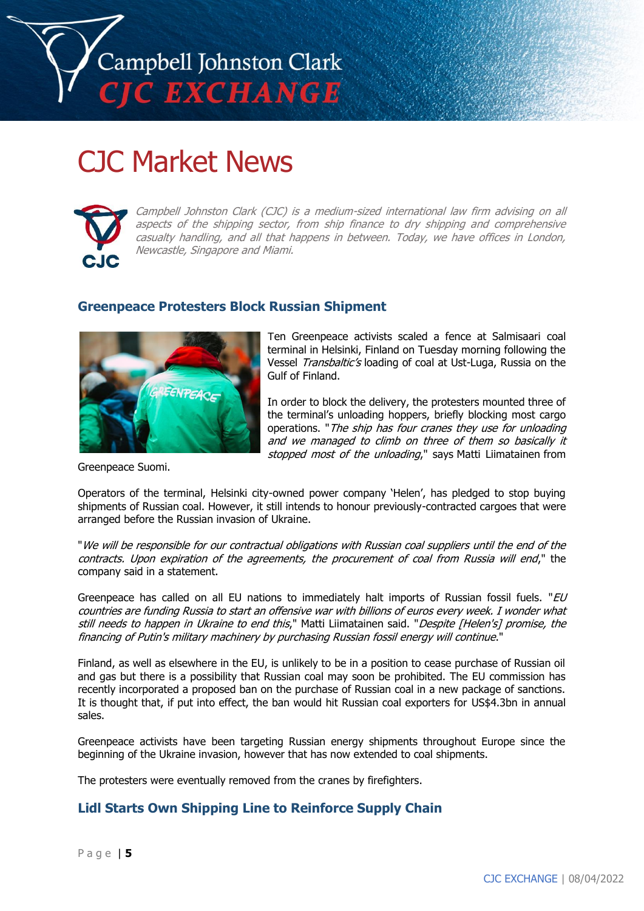# CJC Market News

*Campbell Johnston Clark (CJC) is a medium-sized international law firm advising on all aspects of the shipping sector, from ship finance to dry shipping and comprehensive casualty handling, and all that happens in between. Today, we have offices in London, Newcastle, Singapore and Miami.*

## Greenpeace Protesters Block Russian Shipment

Ten Greenpeace activists scaled a fence at Salmisaari coal terminal in Helsinki, Finland on Tuesday morning following the Vessel *Transbaltic's* loading of coal at Ust-Luga, Russia on the Gulf of Finland.

In order to block the delivery, the protesters mounted three of the terminal's unloading hoppers, briefly blocking most cargo operations. "*The ship has four cranes they use for unloading and we managed to climb on three of them so basically it stopped most of the unloading*," says Matti Liimatainen from Greenpeace Suomi.

Operators of the terminal, Helsinki city-owned power company 'Helen', has pledged to stop buying shipments of Russian coal. However, it still intends to honour previously-contracted cargoes that were arranged before the Russian invasion of Ukraine.

"*We will be responsible for our contractual obligations with Russian coal suppliers until the end of the contracts. Upon expiration of the agreements, the procurement of coal from Russia will end*," the company said in a statement.

Greenpeace has called on all EU nations to immediately halt imports of Russian fossil fuels. "*EU countries are funding Russia to start an offensive war with billions of euros every week. I wonder what still needs to happen in Ukraine to end this*," Matti Liimatainen said. "*Despite [Helen's] promise, the financing of Putin's military machinery by purchasing Russian fossil energy will continue*."

Finland, as well as elsewhere in the EU, is unlikely to be in a position to cease purchase of Russian oil and gas but there is a possibility that Russian coal may soon be prohibited. The EU commission has recently incorporated a proposed ban on the purchase of Russian coal in a new package of sanctions. It is thought that, if put into effect, the ban would hit Russian coal exporters for US$4.3bn in annual sales.

Greenpeace activists have been targeting Russian energy shipments throughout Europe since the beginning of the Ukraine invasion, however that has now extended to coal shipments.

The protesters were eventually removed from the cranes by firefighters.

## Lidl Starts Own Shipping Line to Reinforce Supply Chain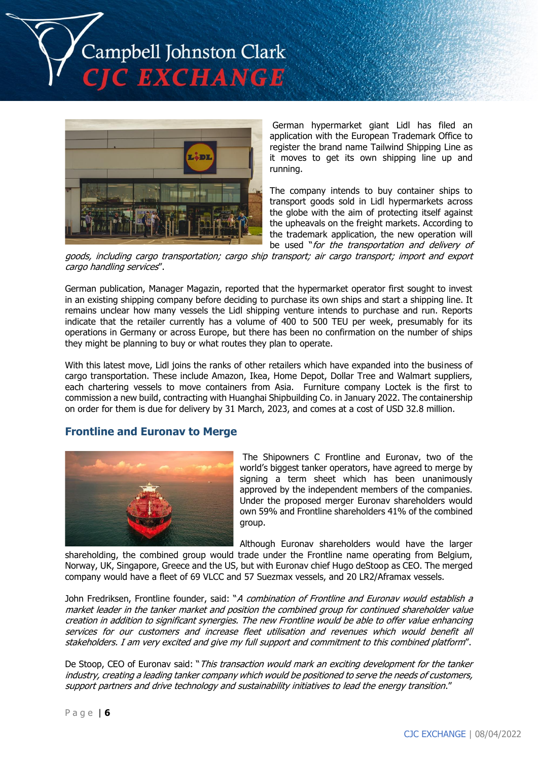German hypermarket giant Lidl has filed an application with the European Trademark Office to register the brand name Tailwind Shipping Line as it moves to get its own shipping line up and running.

The company intends to buy container ships to transport goods sold in Lidl hypermarkets across the globe with the aim of protecting itself against the upheavals on the freight markets. According to the trademark application, the new operation will be used "*for the transportation and delivery of goods, including cargo transportation; cargo ship transport; air cargo transport; import and export cargo handling services*".

German publication, Manager Magazin, reported that the hypermarket operator first sought to invest in an existing shipping company before deciding to purchase its own ships and start a shipping line. It remains unclear how many vessels the Lidl shipping venture intends to purchase and run. Reports indicate that the retailer currently has a volume of 400 to 500 TEU per week, presumably for its operations in Germany or across Europe, but there has been no confirmation on the number of ships they might be planning to buy or what routes they plan to operate.

With this latest move, Lidl joins the ranks of other retailers which have expanded into the business of cargo transportation. These include Amazon, Ikea, Home Depot, Dollar Tree and Walmart suppliers, each chartering vessels to move containers from Asia. Furniture company Loctek is the first to commission a new build, contracting with Huanghai Shipbuilding Co. in January 2022. The containership on order for them is due for delivery by 31 March, 2023, and comes at a cost of USD 32.8 million.

## Frontline and Euronav to Merge

The Shipowners C Frontline and Euronav, two of the world's biggest tanker operators, have agreed to merge by signing a term sheet which has been unanimously approved by the independent members of the companies. Under the proposed merger Euronav shareholders would own 59% and Frontline shareholders 41% of the combined group.

Although Euronav shareholders would have the larger shareholding, the combined group would trade under the Frontline name operating from Belgium, Norway, UK, Singapore, Greece and the US, but with Euronav chief Hugo deStoop as CEO. The merged company would have a fleet of 69 VLCC and 57 Suezmax vessels, and 20 LR2/Aframax vessels.

John Fredriksen, Frontline founder, said: "*A combination of Frontline and Euronav would establish a market leader in the tanker market and position the combined group for continued shareholder value creation in addition to significant synergies. The new Frontline would be able to offer value enhancing services for our customers and increase fleet utilisation and revenues which would benefit all stakeholders. I am very excited and give my full support and commitment to this combined platform*".

De Stoop, CEO of Euronav said: "*This transaction would mark an exciting development for the tanker industry, creating a leading tanker company which would be positioned to serve the needs of customers, support partners and drive technology and sustainability initiatives to lead the energy transition*."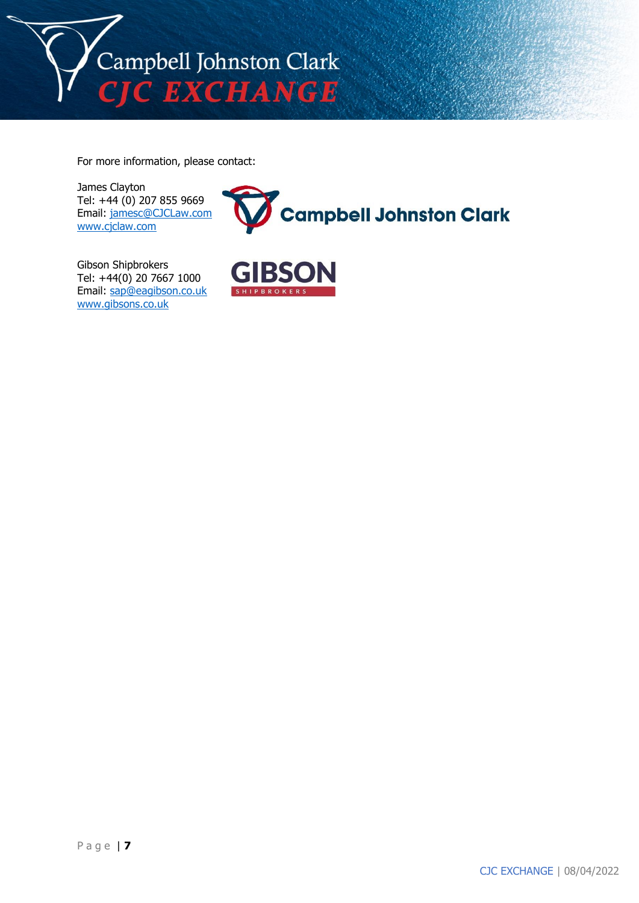For more information, please contact:

James Clayton
Tel: +44 (0) 207 855 9669
Email: jamesc@CJCLaw.com
www.cjclaw.com

Gibson Shipbrokers
Tel: +44(0) 20 7667 1000
Email: sap@eagibson.co.uk
www.gibsons.co.uk